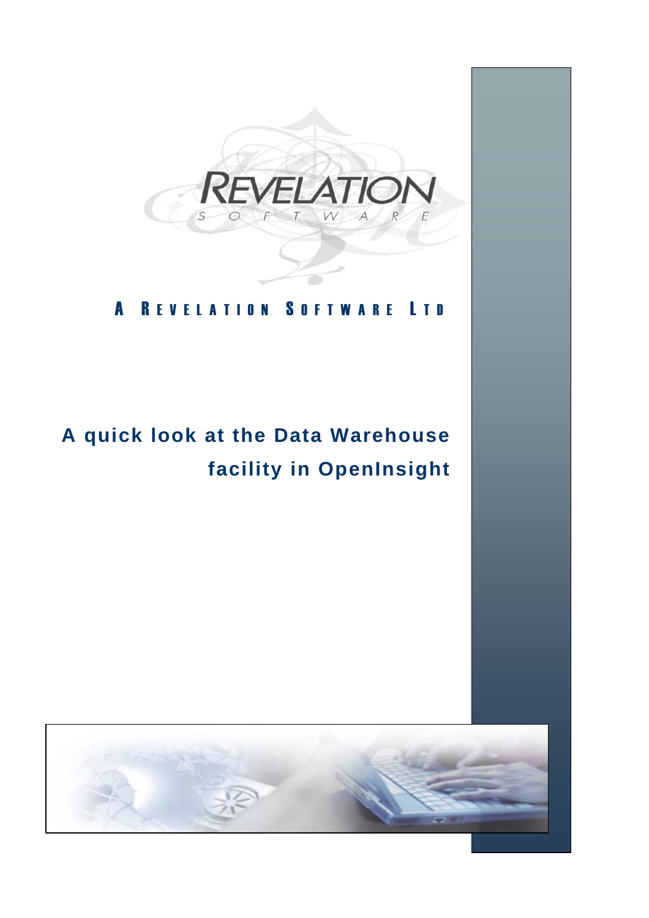REVELATION

SOFTWARE

A REVELATION SOFTWARE LTD

# A quick look at the Data Warehouse facility in OpenInsight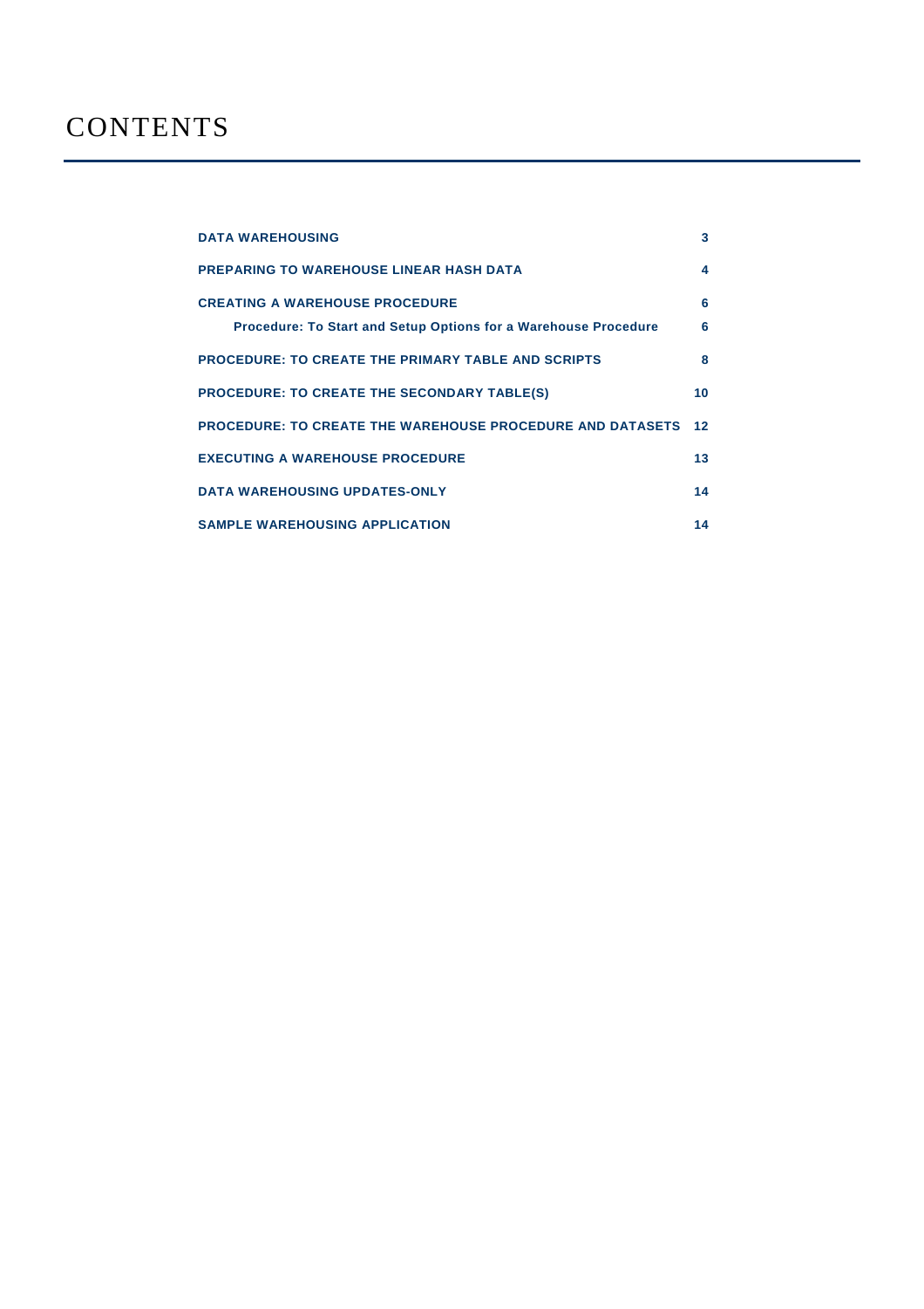# CONTENTS

| | |
|---|---|
| **DATA WAREHOUSING** | **3** |
| **PREPARING TO WAREHOUSE LINEAR HASH DATA** | **4** |
| **CREATING A WAREHOUSE PROCEDURE** | **6** |
| **Procedure: To Start and Setup Options for a Warehouse Procedure** | **6** |
| **PROCEDURE: TO CREATE THE PRIMARY TABLE AND SCRIPTS** | **8** |
| **PROCEDURE: TO CREATE THE SECONDARY TABLE(S)** | **10** |
| **PROCEDURE: TO CREATE THE WAREHOUSE PROCEDURE AND DATASETS** | **12** |
| **EXECUTING A WAREHOUSE PROCEDURE** | **13** |
| **DATA WAREHOUSING UPDATES-ONLY** | **14** |
| **SAMPLE WAREHOUSING APPLICATION** | **14** |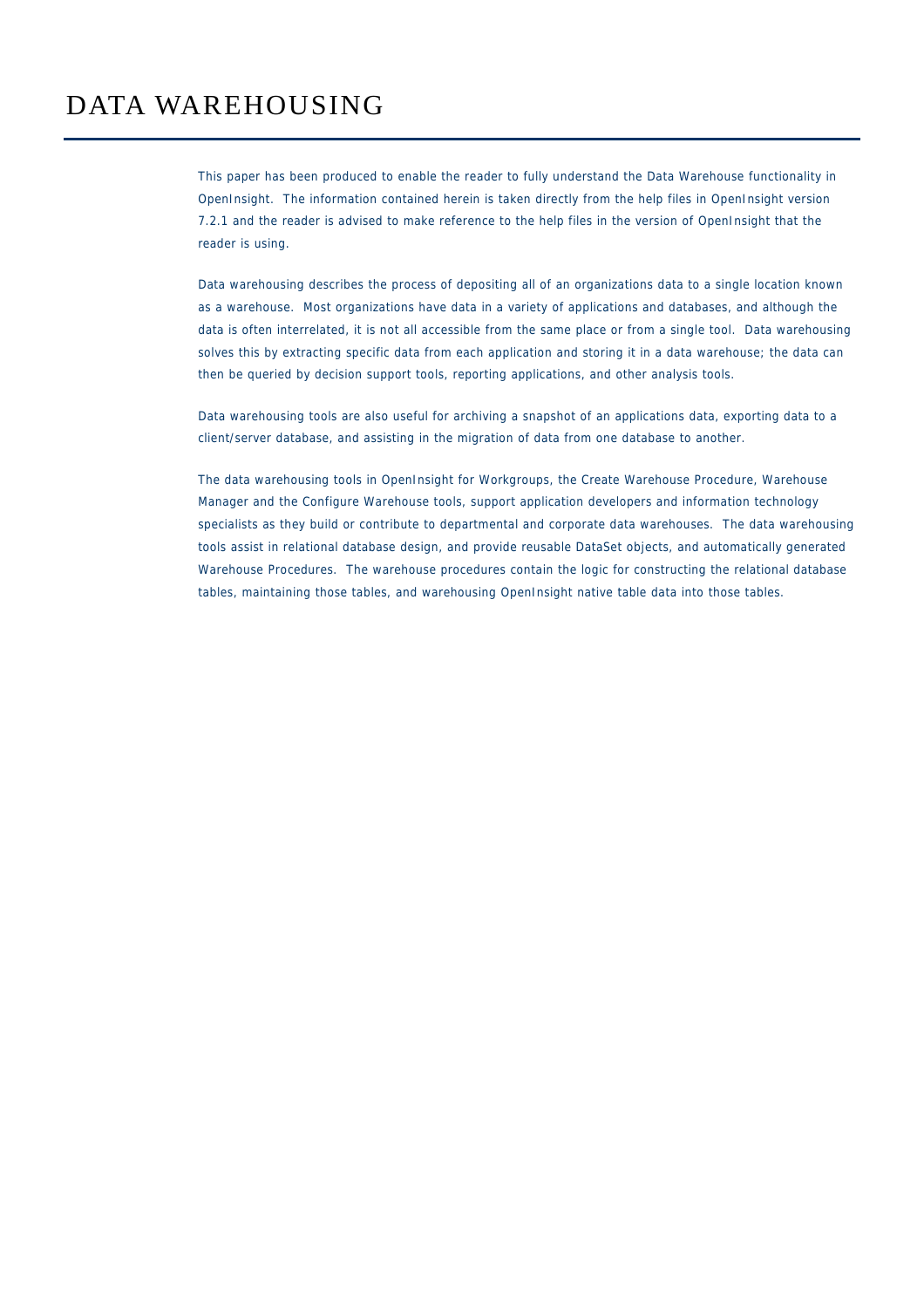# DATA WAREHOUSING

This paper has been produced to enable the reader to fully understand the Data Warehouse functionality in OpenInsight. The information contained herein is taken directly from the help files in OpenInsight version 7.2.1 and the reader is advised to make reference to the help files in the version of OpenInsight that the reader is using.

Data warehousing describes the process of depositing all of an organizations data to a single location known as a warehouse. Most organizations have data in a variety of applications and databases, and although the data is often interrelated, it is not all accessible from the same place or from a single tool. Data warehousing solves this by extracting specific data from each application and storing it in a data warehouse; the data can then be queried by decision support tools, reporting applications, and other analysis tools.

Data warehousing tools are also useful for archiving a snapshot of an applications data, exporting data to a client/server database, and assisting in the migration of data from one database to another.

The data warehousing tools in OpenInsight for Workgroups, the Create Warehouse Procedure, Warehouse Manager and the Configure Warehouse tools, support application developers and information technology specialists as they build or contribute to departmental and corporate data warehouses. The data warehousing tools assist in relational database design, and provide reusable DataSet objects, and automatically generated Warehouse Procedures. The warehouse procedures contain the logic for constructing the relational database tables, maintaining those tables, and warehousing OpenInsight native table data into those tables.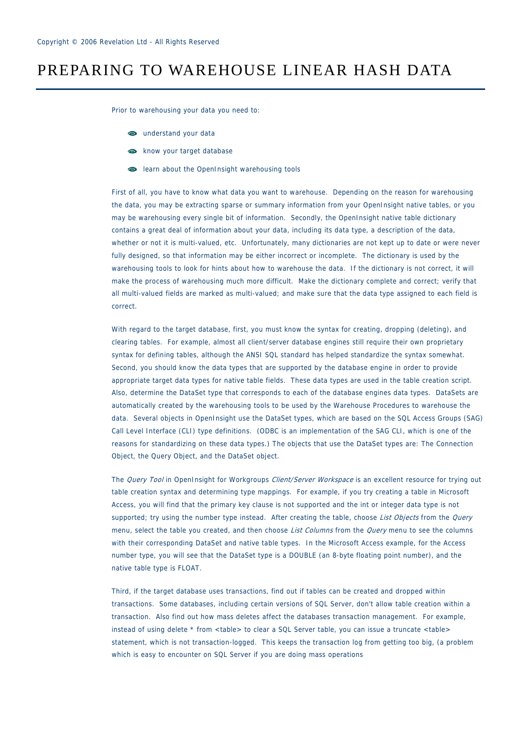# PREPARING TO WAREHOUSE LINEAR HASH DATA

Prior to warehousing your data you need to:

- understand your data
- know your target database
- learn about the OpenInsight warehousing tools

First of all, you have to know what data you want to warehouse. Depending on the reason for warehousing the data, you may be extracting sparse or summary information from your OpenInsight native tables, or you may be warehousing every single bit of information. Secondly, the OpenInsight native table dictionary contains a great deal of information about your data, including its data type, a description of the data, whether or not it is multi-valued, etc. Unfortunately, many dictionaries are not kept up to date or were never fully designed, so that information may be either incorrect or incomplete. The dictionary is used by the warehousing tools to look for hints about how to warehouse the data. If the dictionary is not correct, it will make the process of warehousing much more difficult. Make the dictionary complete and correct; verify that all multi-valued fields are marked as multi-valued; and make sure that the data type assigned to each field is correct.

With regard to the target database, first, you must know the syntax for creating, dropping (deleting), and clearing tables. For example, almost all client/server database engines still require their own proprietary syntax for defining tables, although the ANSI SQL standard has helped standardize the syntax somewhat. Second, you should know the data types that are supported by the database engine in order to provide appropriate target data types for native table fields. These data types are used in the table creation script. Also, determine the DataSet type that corresponds to each of the database engines data types. DataSets are automatically created by the warehousing tools to be used by the Warehouse Procedures to warehouse the data. Several objects in OpenInsight use the DataSet types, which are based on the SQL Access Groups (SAG) Call Level Interface (CLI) type definitions. (ODBC is an implementation of the SAG CLI, which is one of the reasons for standardizing on these data types.) The objects that use the DataSet types are: The Connection Object, the Query Object, and the DataSet object.

The *Query Tool* in OpenInsight for Workgroups *Client/Server Workspace* is an excellent resource for trying out table creation syntax and determining type mappings. For example, if you try creating a table in Microsoft Access, you will find that the primary key clause is not supported and the int or integer data type is not supported; try using the number type instead. After creating the table, choose *List Objects* from the *Query* menu, select the table you created, and then choose *List Columns* from the *Query* menu to see the columns with their corresponding DataSet and native table types. In the Microsoft Access example, for the Access number type, you will see that the DataSet type is a DOUBLE (an 8-byte floating point number), and the native table type is FLOAT.

Third, if the target database uses transactions, find out if tables can be created and dropped within transactions. Some databases, including certain versions of SQL Server, don't allow table creation within a transaction. Also find out how mass deletes affect the databases transaction management. For example, instead of using delete * from <table> to clear a SQL Server table, you can issue a truncate <table> statement, which is not transaction-logged. This keeps the transaction log from getting too big, (a problem which is easy to encounter on SQL Server if you are doing mass operations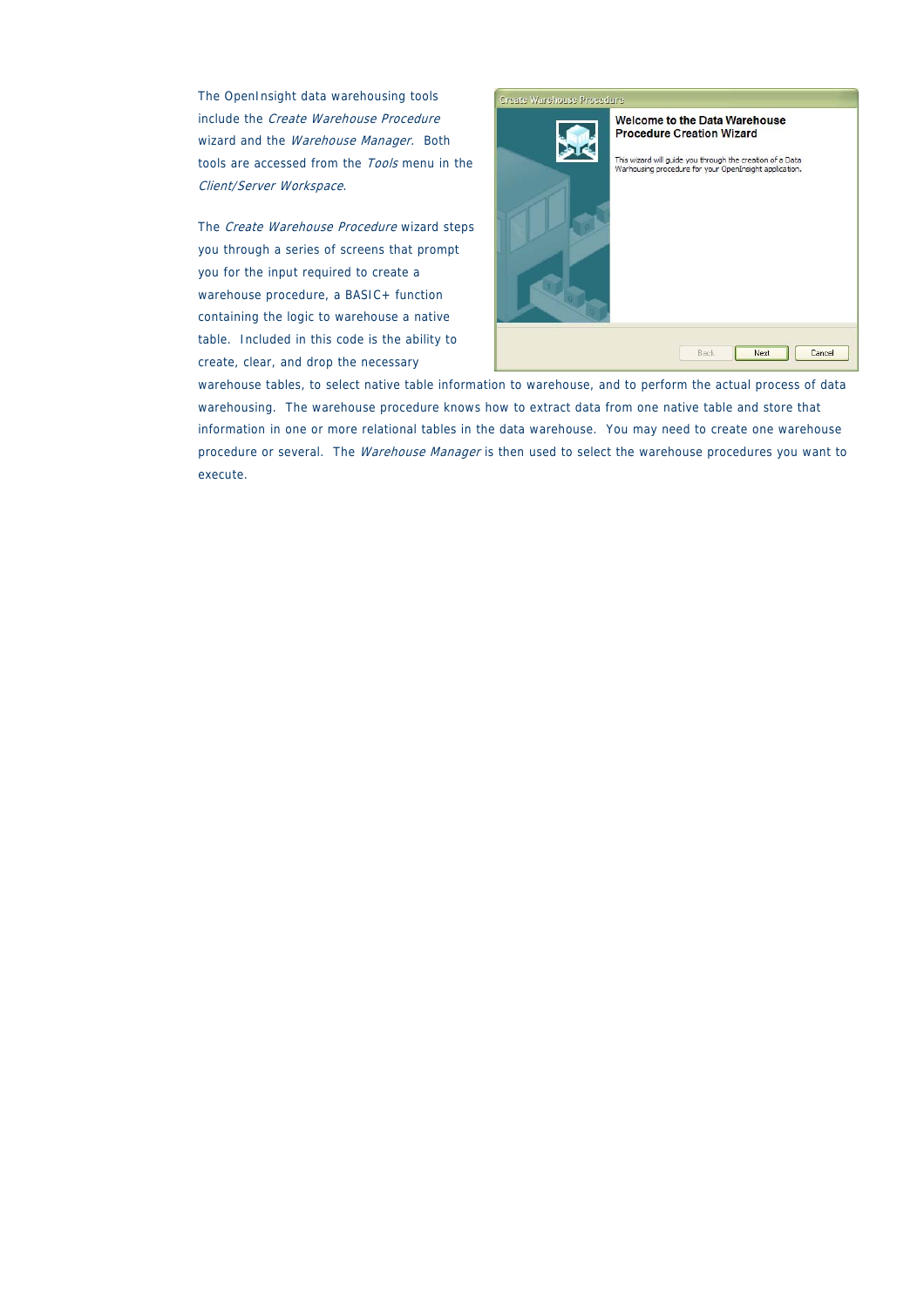The OpenInsight data warehousing tools include the *Create Warehouse Procedure* wizard and the *Warehouse Manager*. Both tools are accessed from the *Tools* menu in the *Client/Server Workspace*.

The *Create Warehouse Procedure* wizard steps you through a series of screens that prompt you for the input required to create a warehouse procedure, a BASIC+ function containing the logic to warehouse a native table. Included in this code is the ability to create, clear, and drop the necessary warehouse tables, to select native table information to warehouse, and to perform the actual process of data warehousing. The warehouse procedure knows how to extract data from one native table and store that information in one or more relational tables in the data warehouse. You may need to create one warehouse procedure or several. The *Warehouse Manager* is then used to select the warehouse procedures you want to execute.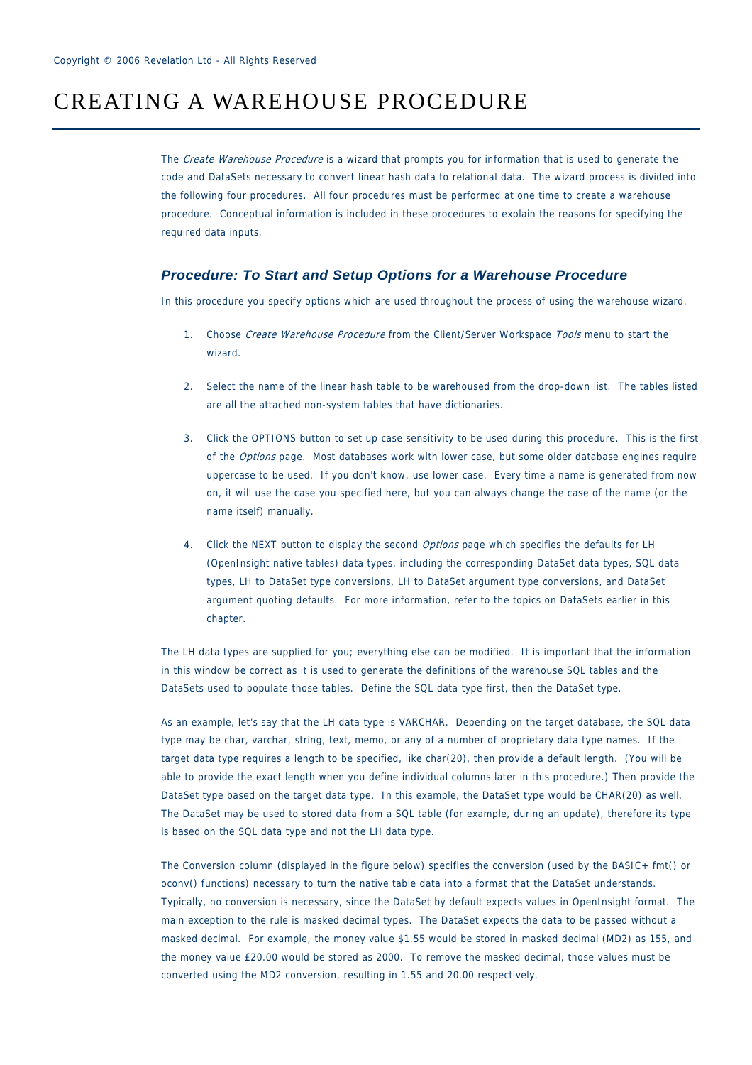# CREATING A WAREHOUSE PROCEDURE

The *Create Warehouse Procedure* is a wizard that prompts you for information that is used to generate the code and DataSets necessary to convert linear hash data to relational data. The wizard process is divided into the following four procedures. All four procedures must be performed at one time to create a warehouse procedure. Conceptual information is included in these procedures to explain the reasons for specifying the required data inputs.

### *Procedure: To Start and Setup Options for a Warehouse Procedure*

In this procedure you specify options which are used throughout the process of using the warehouse wizard.

1. Choose *Create Warehouse Procedure* from the Client/Server Workspace *Tools* menu to start the wizard.

2. Select the name of the linear hash table to be warehoused from the drop-down list. The tables listed are all the attached non-system tables that have dictionaries.

3. Click the OPTIONS button to set up case sensitivity to be used during this procedure. This is the first of the *Options* page. Most databases work with lower case, but some older database engines require uppercase to be used. If you don't know, use lower case. Every time a name is generated from now on, it will use the case you specified here, but you can always change the case of the name (or the name itself) manually.

4. Click the NEXT button to display the second *Options* page which specifies the defaults for LH (OpenInsight native tables) data types, including the corresponding DataSet data types, SQL data types, LH to DataSet type conversions, LH to DataSet argument type conversions, and DataSet argument quoting defaults. For more information, refer to the topics on DataSets earlier in this chapter.

The LH data types are supplied for you; everything else can be modified. It is important that the information in this window be correct as it is used to generate the definitions of the warehouse SQL tables and the DataSets used to populate those tables. Define the SQL data type first, then the DataSet type.

As an example, let's say that the LH data type is VARCHAR. Depending on the target database, the SQL data type may be char, varchar, string, text, memo, or any of a number of proprietary data type names. If the target data type requires a length to be specified, like char(20), then provide a default length. (You will be able to provide the exact length when you define individual columns later in this procedure.) Then provide the DataSet type based on the target data type. In this example, the DataSet type would be CHAR(20) as well. The DataSet may be used to stored data from a SQL table (for example, during an update), therefore its type is based on the SQL data type and not the LH data type.

The Conversion column (displayed in the figure below) specifies the conversion (used by the BASIC+ fmt() or oconv() functions) necessary to turn the native table data into a format that the DataSet understands. Typically, no conversion is necessary, since the DataSet by default expects values in OpenInsight format. The main exception to the rule is masked decimal types. The DataSet expects the data to be passed without a masked decimal. For example, the money value $1.55 would be stored in masked decimal (MD2) as 155, and the money value £20.00 would be stored as 2000. To remove the masked decimal, those values must be converted using the MD2 conversion, resulting in 1.55 and 20.00 respectively.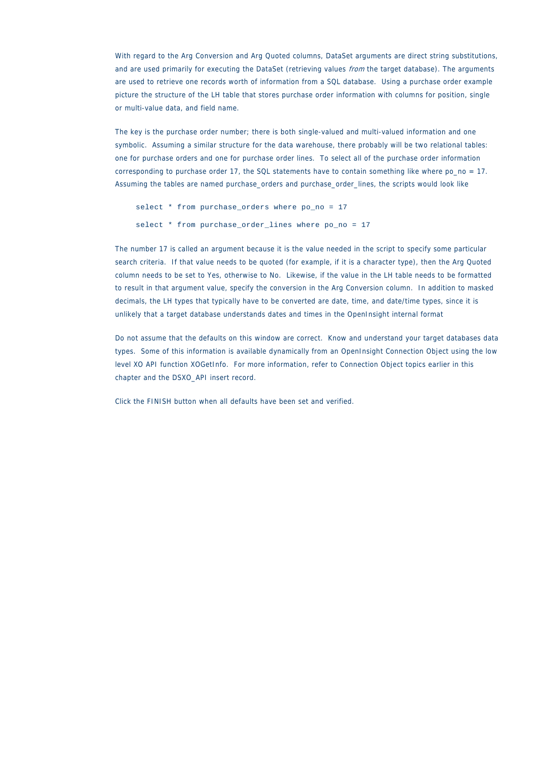With regard to the Arg Conversion and Arg Quoted columns, DataSet arguments are direct string substitutions, and are used primarily for executing the DataSet (retrieving values *from* the target database). The arguments are used to retrieve one records worth of information from a SQL database. Using a purchase order example picture the structure of the LH table that stores purchase order information with columns for position, single or multi-value data, and field name.

The key is the purchase order number; there is both single-valued and multi-valued information and one symbolic. Assuming a similar structure for the data warehouse, there probably will be two relational tables: one for purchase orders and one for purchase order lines. To select all of the purchase order information corresponding to purchase order 17, the SQL statements have to contain something like where po_no = 17. Assuming the tables are named purchase_orders and purchase_order_lines, the scripts would look like

```
select * from purchase_orders where po_no = 17

select * from purchase_order_lines where po_no = 17
```

The number 17 is called an argument because it is the value needed in the script to specify some particular search criteria. If that value needs to be quoted (for example, if it is a character type), then the Arg Quoted column needs to be set to Yes, otherwise to No. Likewise, if the value in the LH table needs to be formatted to result in that argument value, specify the conversion in the Arg Conversion column. In addition to masked decimals, the LH types that typically have to be converted are date, time, and date/time types, since it is unlikely that a target database understands dates and times in the OpenInsight internal format

Do not assume that the defaults on this window are correct. Know and understand your target databases data types. Some of this information is available dynamically from an OpenInsight Connection Object using the low level XO API function XOGetInfo. For more information, refer to Connection Object topics earlier in this chapter and the DSXO_API insert record.

Click the FINISH button when all defaults have been set and verified.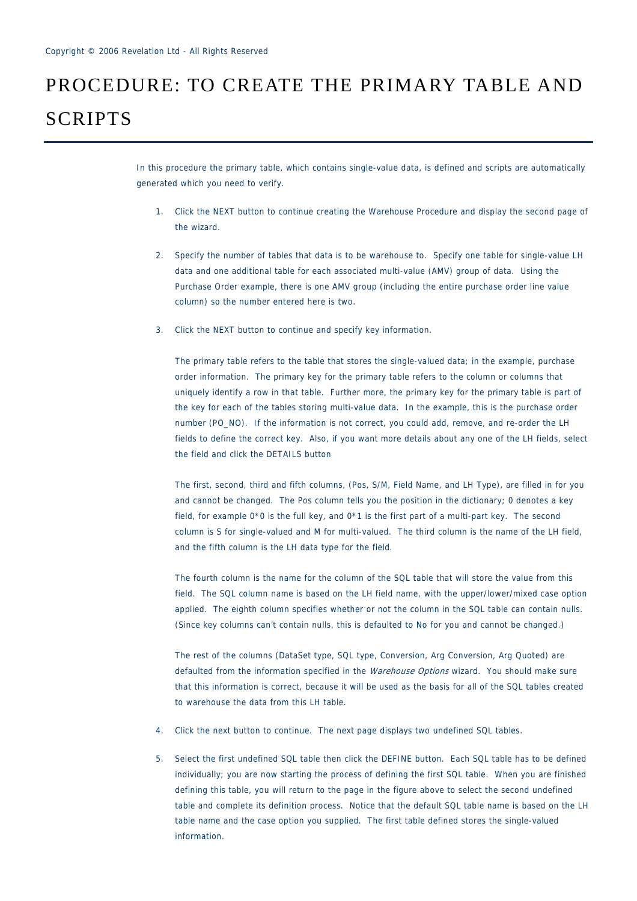# PROCEDURE: TO CREATE THE PRIMARY TABLE AND SCRIPTS

In this procedure the primary table, which contains single-value data, is defined and scripts are automatically generated which you need to verify.

1. Click the NEXT button to continue creating the Warehouse Procedure and display the second page of the wizard.

2. Specify the number of tables that data is to be warehouse to. Specify one table for single-value LH data and one additional table for each associated multi-value (AMV) group of data. Using the Purchase Order example, there is one AMV group (including the entire purchase order line value column) so the number entered here is two.

3. Click the NEXT button to continue and specify key information.

   The primary table refers to the table that stores the single-valued data; in the example, purchase order information. The primary key for the primary table refers to the column or columns that uniquely identify a row in that table. Further more, the primary key for the primary table is part of the key for each of the tables storing multi-value data. In the example, this is the purchase order number (PO_NO). If the information is not correct, you could add, remove, and re-order the LH fields to define the correct key. Also, if you want more details about any one of the LH fields, select the field and click the DETAILS button

   The first, second, third and fifth columns, (Pos, S/M, Field Name, and LH Type), are filled in for you and cannot be changed. The Pos column tells you the position in the dictionary; 0 denotes a key field, for example 0*0 is the full key, and 0*1 is the first part of a multi-part key. The second column is S for single-valued and M for multi-valued. The third column is the name of the LH field, and the fifth column is the LH data type for the field.

   The fourth column is the name for the column of the SQL table that will store the value from this field. The SQL column name is based on the LH field name, with the upper/lower/mixed case option applied. The eighth column specifies whether or not the column in the SQL table can contain nulls. (Since key columns can't contain nulls, this is defaulted to No for you and cannot be changed.)

   The rest of the columns (DataSet type, SQL type, Conversion, Arg Conversion, Arg Quoted) are defaulted from the information specified in the *Warehouse Options* wizard. You should make sure that this information is correct, because it will be used as the basis for all of the SQL tables created to warehouse the data from this LH table.

4. Click the next button to continue. The next page displays two undefined SQL tables.

5. Select the first undefined SQL table then click the DEFINE button. Each SQL table has to be defined individually; you are now starting the process of defining the first SQL table. When you are finished defining this table, you will return to the page in the figure above to select the second undefined table and complete its definition process. Notice that the default SQL table name is based on the LH table name and the case option you supplied. The first table defined stores the single-valued information.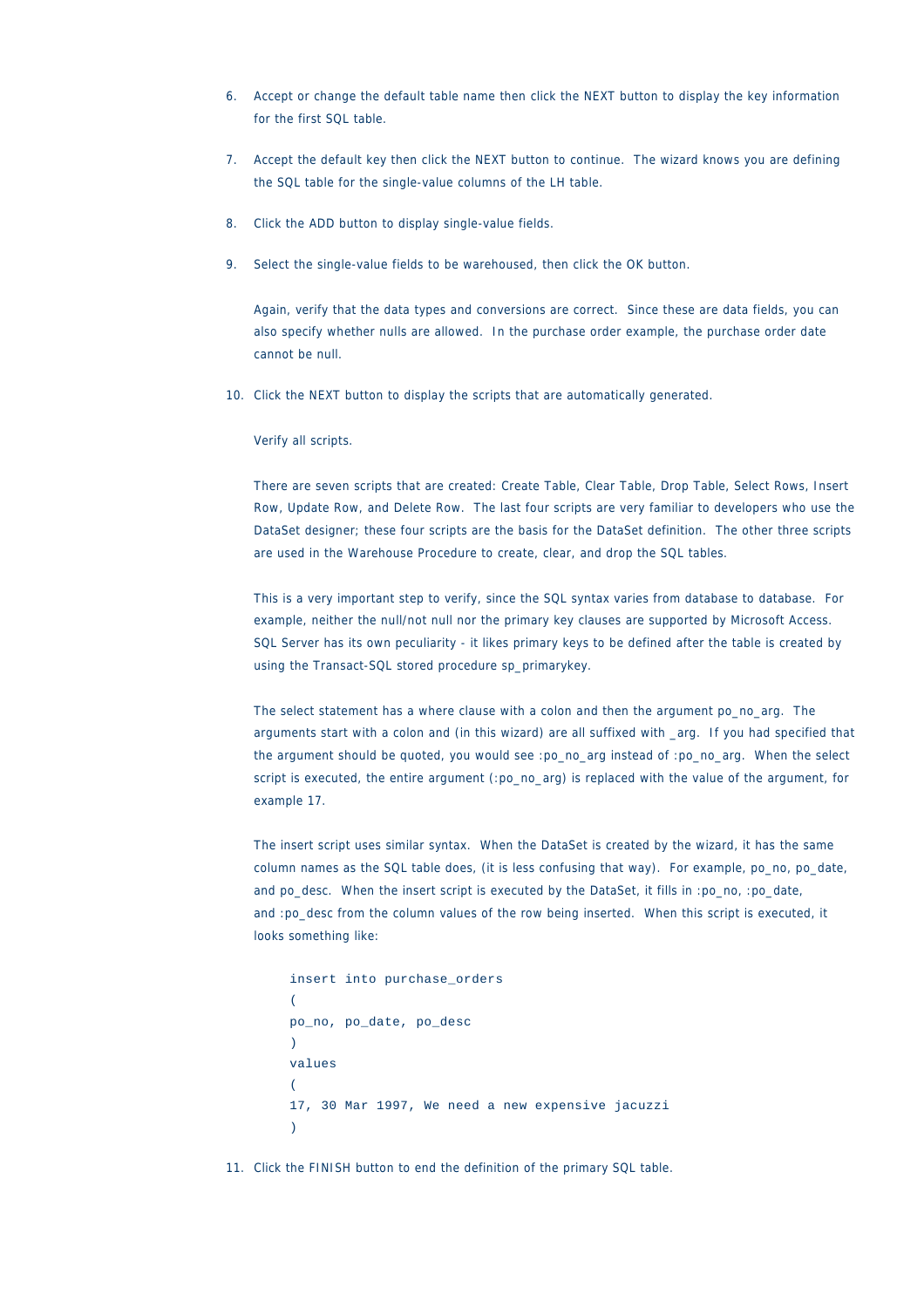6. Accept or change the default table name then click the NEXT button to display the key information for the first SQL table.

7. Accept the default key then click the NEXT button to continue. The wizard knows you are defining the SQL table for the single-value columns of the LH table.

8. Click the ADD button to display single-value fields.

9. Select the single-value fields to be warehoused, then click the OK button.

   Again, verify that the data types and conversions are correct. Since these are data fields, you can also specify whether nulls are allowed. In the purchase order example, the purchase order date cannot be null.

10. Click the NEXT button to display the scripts that are automatically generated.

    Verify all scripts.

    There are seven scripts that are created: Create Table, Clear Table, Drop Table, Select Rows, Insert Row, Update Row, and Delete Row. The last four scripts are very familiar to developers who use the DataSet designer; these four scripts are the basis for the DataSet definition. The other three scripts are used in the Warehouse Procedure to create, clear, and drop the SQL tables.

    This is a very important step to verify, since the SQL syntax varies from database to database. For example, neither the null/not null nor the primary key clauses are supported by Microsoft Access. SQL Server has its own peculiarity - it likes primary keys to be defined after the table is created by using the Transact-SQL stored procedure sp_primarykey.

    The select statement has a where clause with a colon and then the argument po_no_arg. The arguments start with a colon and (in this wizard) are all suffixed with _arg. If you had specified that the argument should be quoted, you would see :po_no_arg instead of :po_no_arg. When the select script is executed, the entire argument (:po_no_arg) is replaced with the value of the argument, for example 17.

    The insert script uses similar syntax. When the DataSet is created by the wizard, it has the same column names as the SQL table does, (it is less confusing that way). For example, po_no, po_date, and po_desc. When the insert script is executed by the DataSet, it fills in :po_no, :po_date, and :po_desc from the column values of the row being inserted. When this script is executed, it looks something like:

    ```
    insert into purchase_orders
    (
    po_no, po_date, po_desc
    )
    values
    (
    17, 30 Mar 1997, We need a new expensive jacuzzi
    )
    ```

11. Click the FINISH button to end the definition of the primary SQL table.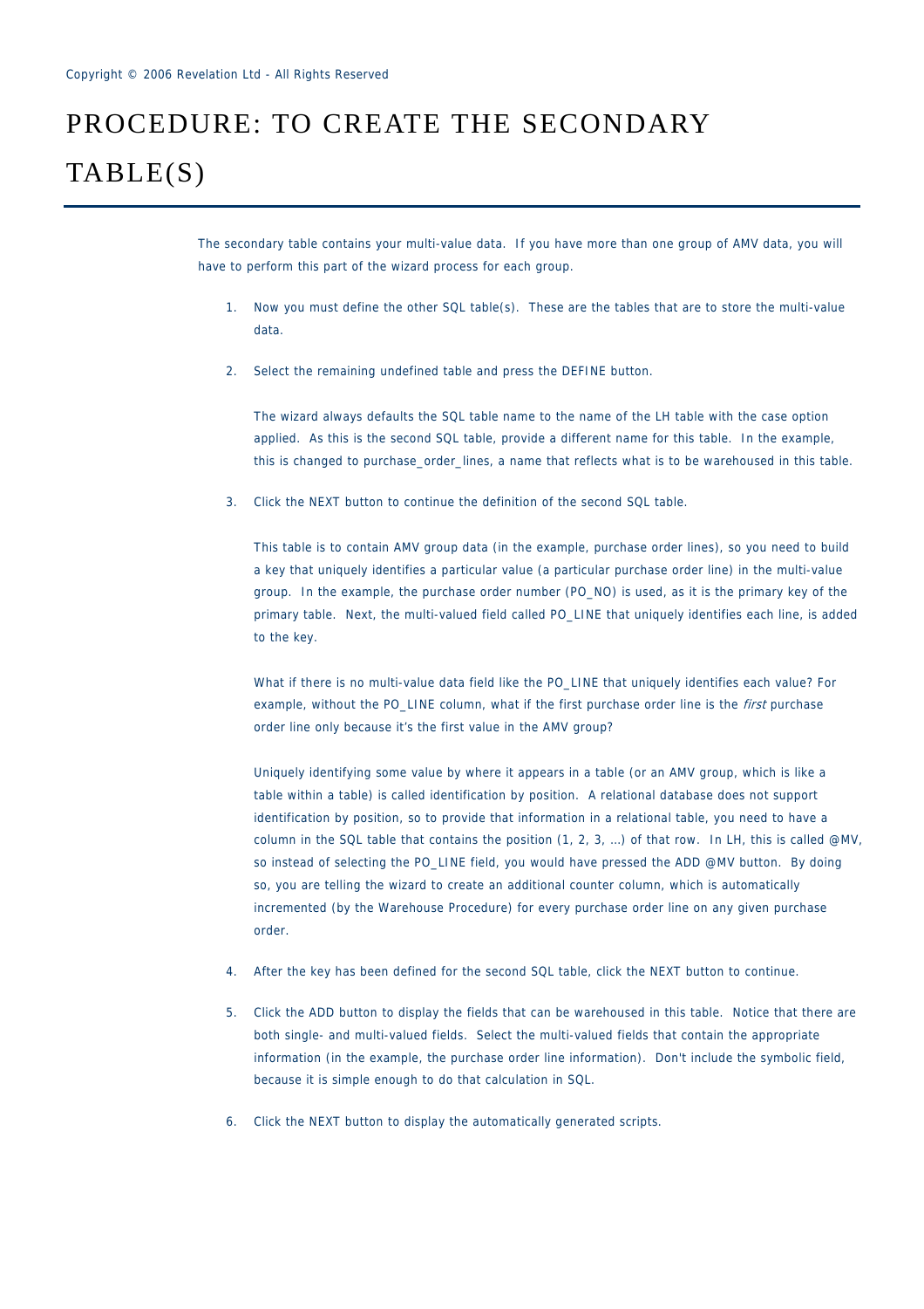# PROCEDURE: TO CREATE THE SECONDARY TABLE(S)

The secondary table contains your multi-value data. If you have more than one group of AMV data, you will have to perform this part of the wizard process for each group.

1. Now you must define the other SQL table(s). These are the tables that are to store the multi-value data.

2. Select the remaining undefined table and press the DEFINE button.

   The wizard always defaults the SQL table name to the name of the LH table with the case option applied. As this is the second SQL table, provide a different name for this table. In the example, this is changed to purchase_order_lines, a name that reflects what is to be warehoused in this table.

3. Click the NEXT button to continue the definition of the second SQL table.

   This table is to contain AMV group data (in the example, purchase order lines), so you need to build a key that uniquely identifies a particular value (a particular purchase order line) in the multi-value group. In the example, the purchase order number (PO_NO) is used, as it is the primary key of the primary table. Next, the multi-valued field called PO_LINE that uniquely identifies each line, is added to the key.

   What if there is no multi-value data field like the PO_LINE that uniquely identifies each value? For example, without the PO_LINE column, what if the first purchase order line is the *first* purchase order line only because it's the first value in the AMV group?

   Uniquely identifying some value by where it appears in a table (or an AMV group, which is like a table within a table) is called identification by position. A relational database does not support identification by position, so to provide that information in a relational table, you need to have a column in the SQL table that contains the position (1, 2, 3, …) of that row. In LH, this is called @MV, so instead of selecting the PO_LINE field, you would have pressed the ADD @MV button. By doing so, you are telling the wizard to create an additional counter column, which is automatically incremented (by the Warehouse Procedure) for every purchase order line on any given purchase order.

4. After the key has been defined for the second SQL table, click the NEXT button to continue.

5. Click the ADD button to display the fields that can be warehoused in this table. Notice that there are both single- and multi-valued fields. Select the multi-valued fields that contain the appropriate information (in the example, the purchase order line information). Don't include the symbolic field, because it is simple enough to do that calculation in SQL.

6. Click the NEXT button to display the automatically generated scripts.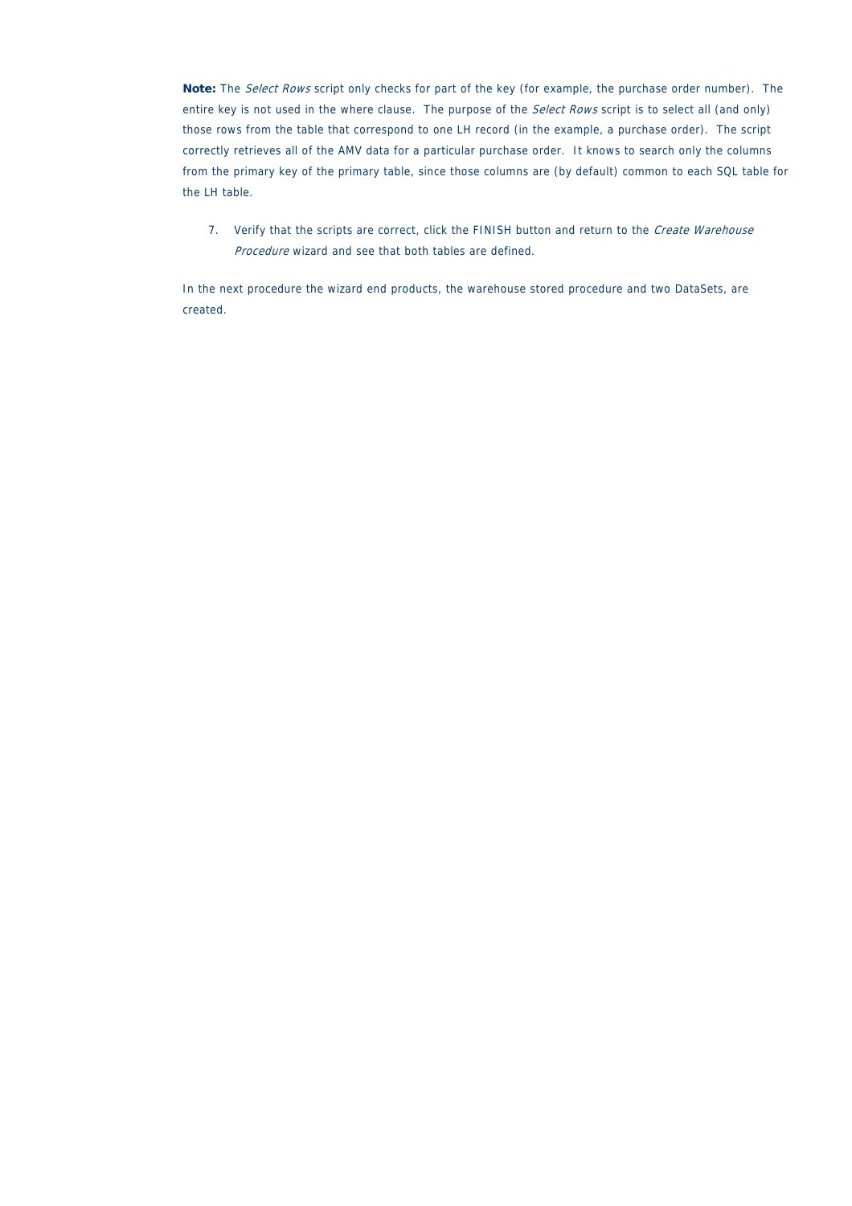**Note:** The *Select Rows* script only checks for part of the key (for example, the purchase order number). The entire key is not used in the where clause. The purpose of the *Select Rows* script is to select all (and only) those rows from the table that correspond to one LH record (in the example, a purchase order). The script correctly retrieves all of the AMV data for a particular purchase order. It knows to search only the columns from the primary key of the primary table, since those columns are (by default) common to each SQL table for the LH table.

7. Verify that the scripts are correct, click the FINISH button and return to the *Create Warehouse Procedure* wizard and see that both tables are defined.

In the next procedure the wizard end products, the warehouse stored procedure and two DataSets, are created.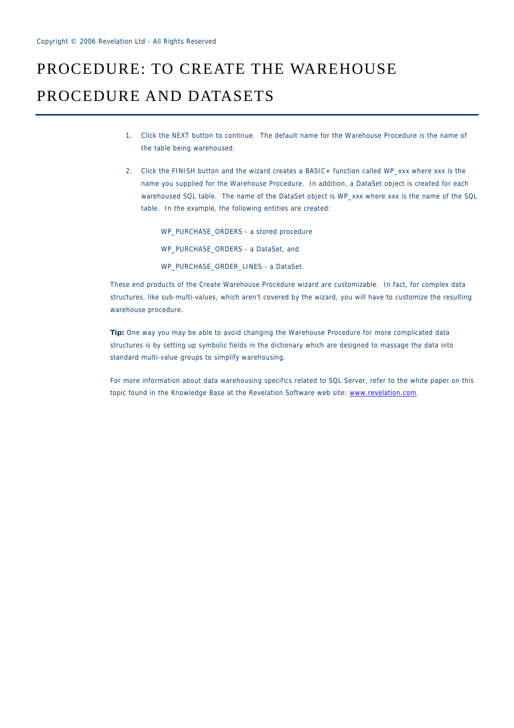# PROCEDURE: TO CREATE THE WAREHOUSE PROCEDURE AND DATASETS

1. Click the NEXT button to continue. The default name for the Warehouse Procedure is the name of the table being warehoused.

2. Click the FINISH button and the wizard creates a BASIC+ function called WP_xxx where xxx is the name you supplied for the Warehouse Procedure. In addition, a DataSet object is created for each warehoused SQL table. The name of the DataSet object is WP_xxx where xxx is the name of the SQL table. In the example, the following entities are created:

   WP_PURCHASE_ORDERS - a stored procedure

   WP_PURCHASE_ORDERS - a DataSet, and

   WP_PURCHASE_ORDER_LINES - a DataSet.

These end products of the Create Warehouse Procedure wizard are customizable. In fact, for complex data structures, like sub-multi-values, which aren't covered by the wizard, you will have to customize the resulting warehouse procedure.

**Tip:** One way you may be able to avoid changing the Warehouse Procedure for more complicated data structures is by setting up symbolic fields in the dictionary which are designed to massage the data into standard multi-value groups to simplify warehousing.

For more information about data warehousing specifics related to SQL Server, refer to the white paper on this topic found in the Knowledge Base at the Revelation Software web site: [www.revelation.com](http://www.revelation.com).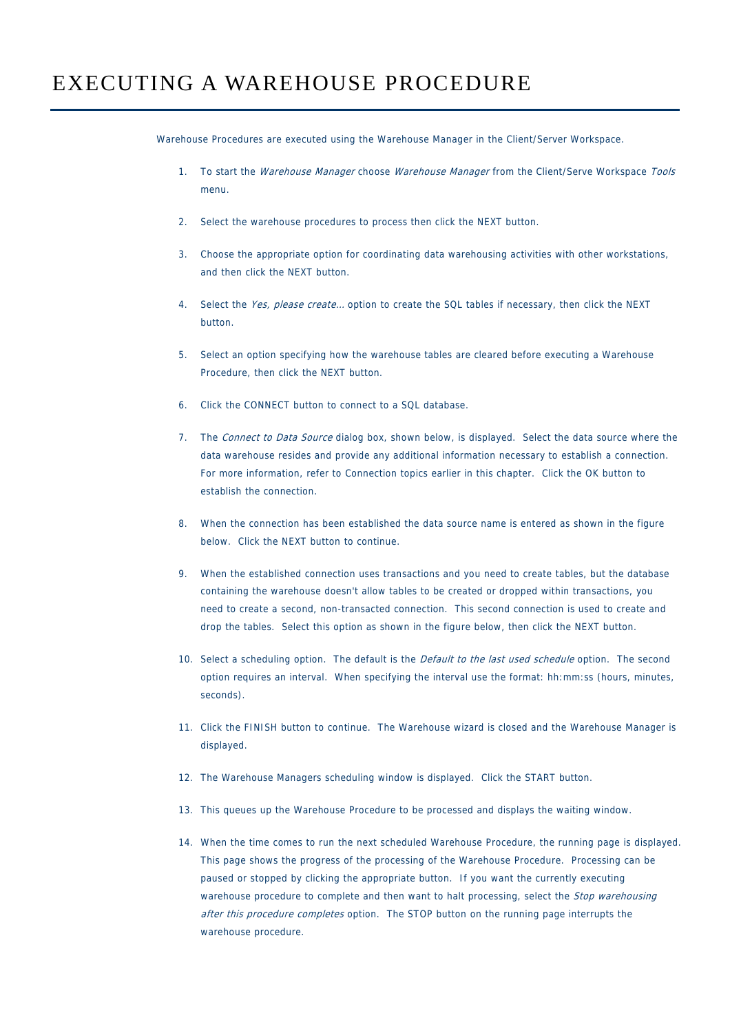# EXECUTING A WAREHOUSE PROCEDURE

Warehouse Procedures are executed using the Warehouse Manager in the Client/Server Workspace.

1. To start the *Warehouse Manager* choose *Warehouse Manager* from the Client/Serve Workspace *Tools* menu.

2. Select the warehouse procedures to process then click the NEXT button.

3. Choose the appropriate option for coordinating data warehousing activities with other workstations, and then click the NEXT button.

4. Select the *Yes, please create…* option to create the SQL tables if necessary, then click the NEXT button.

5. Select an option specifying how the warehouse tables are cleared before executing a Warehouse Procedure, then click the NEXT button.

6. Click the CONNECT button to connect to a SQL database.

7. The *Connect to Data Source* dialog box, shown below, is displayed. Select the data source where the data warehouse resides and provide any additional information necessary to establish a connection. For more information, refer to Connection topics earlier in this chapter. Click the OK button to establish the connection.

8. When the connection has been established the data source name is entered as shown in the figure below. Click the NEXT button to continue.

9. When the established connection uses transactions and you need to create tables, but the database containing the warehouse doesn't allow tables to be created or dropped within transactions, you need to create a second, non-transacted connection. This second connection is used to create and drop the tables. Select this option as shown in the figure below, then click the NEXT button.

10. Select a scheduling option. The default is the *Default to the last used schedule* option. The second option requires an interval. When specifying the interval use the format: hh:mm:ss (hours, minutes, seconds).

11. Click the FINISH button to continue. The Warehouse wizard is closed and the Warehouse Manager is displayed.

12. The Warehouse Managers scheduling window is displayed. Click the START button.

13. This queues up the Warehouse Procedure to be processed and displays the waiting window.

14. When the time comes to run the next scheduled Warehouse Procedure, the running page is displayed. This page shows the progress of the processing of the Warehouse Procedure. Processing can be paused or stopped by clicking the appropriate button. If you want the currently executing warehouse procedure to complete and then want to halt processing, select the *Stop warehousing after this procedure completes* option. The STOP button on the running page interrupts the warehouse procedure.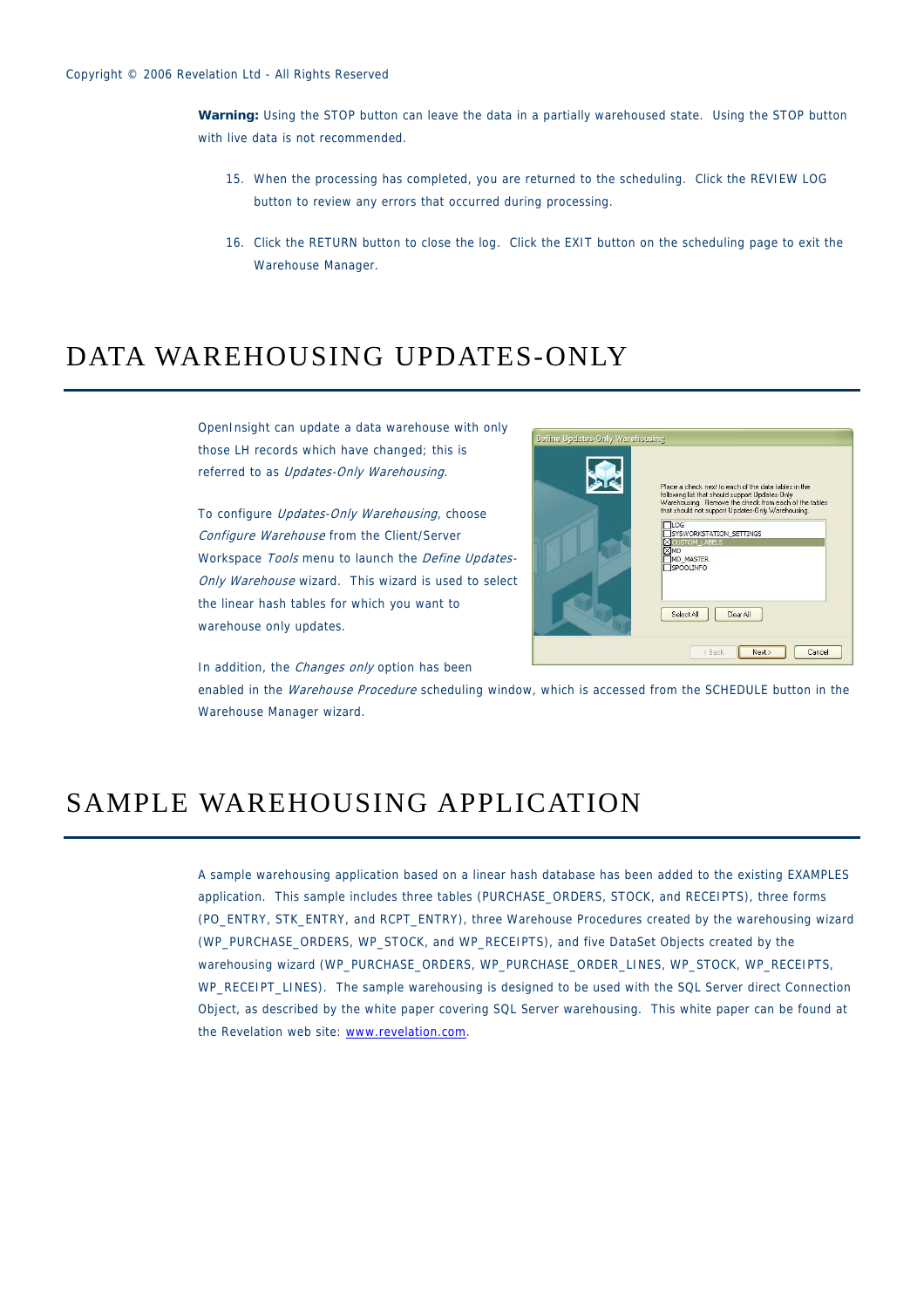**Warning:** Using the STOP button can leave the data in a partially warehoused state. Using the STOP button with live data is not recommended.

15. When the processing has completed, you are returned to the scheduling. Click the REVIEW LOG button to review any errors that occurred during processing.

16. Click the RETURN button to close the log. Click the EXIT button on the scheduling page to exit the Warehouse Manager.

# DATA WAREHOUSING UPDATES-ONLY

OpenInsight can update a data warehouse with only those LH records which have changed; this is referred to as *Updates-Only Warehousing*.

To configure *Updates-Only Warehousing*, choose *Configure Warehouse* from the Client/Server Workspace *Tools* menu to launch the *Define Updates-Only Warehouse* wizard. This wizard is used to select the linear hash tables for which you want to warehouse only updates.

In addition, the *Changes only* option has been enabled in the *Warehouse Procedure* scheduling window, which is accessed from the SCHEDULE button in the Warehouse Manager wizard.

# SAMPLE WAREHOUSING APPLICATION

A sample warehousing application based on a linear hash database has been added to the existing EXAMPLES application. This sample includes three tables (PURCHASE_ORDERS, STOCK, and RECEIPTS), three forms (PO_ENTRY, STK_ENTRY, and RCPT_ENTRY), three Warehouse Procedures created by the warehousing wizard (WP_PURCHASE_ORDERS, WP_STOCK, and WP_RECEIPTS), and five DataSet Objects created by the warehousing wizard (WP_PURCHASE_ORDERS, WP_PURCHASE_ORDER_LINES, WP_STOCK, WP_RECEIPTS, WP_RECEIPT_LINES). The sample warehousing is designed to be used with the SQL Server direct Connection Object, as described by the white paper covering SQL Server warehousing. This white paper can be found at the Revelation web site: [www.revelation.com](http://www.revelation.com).